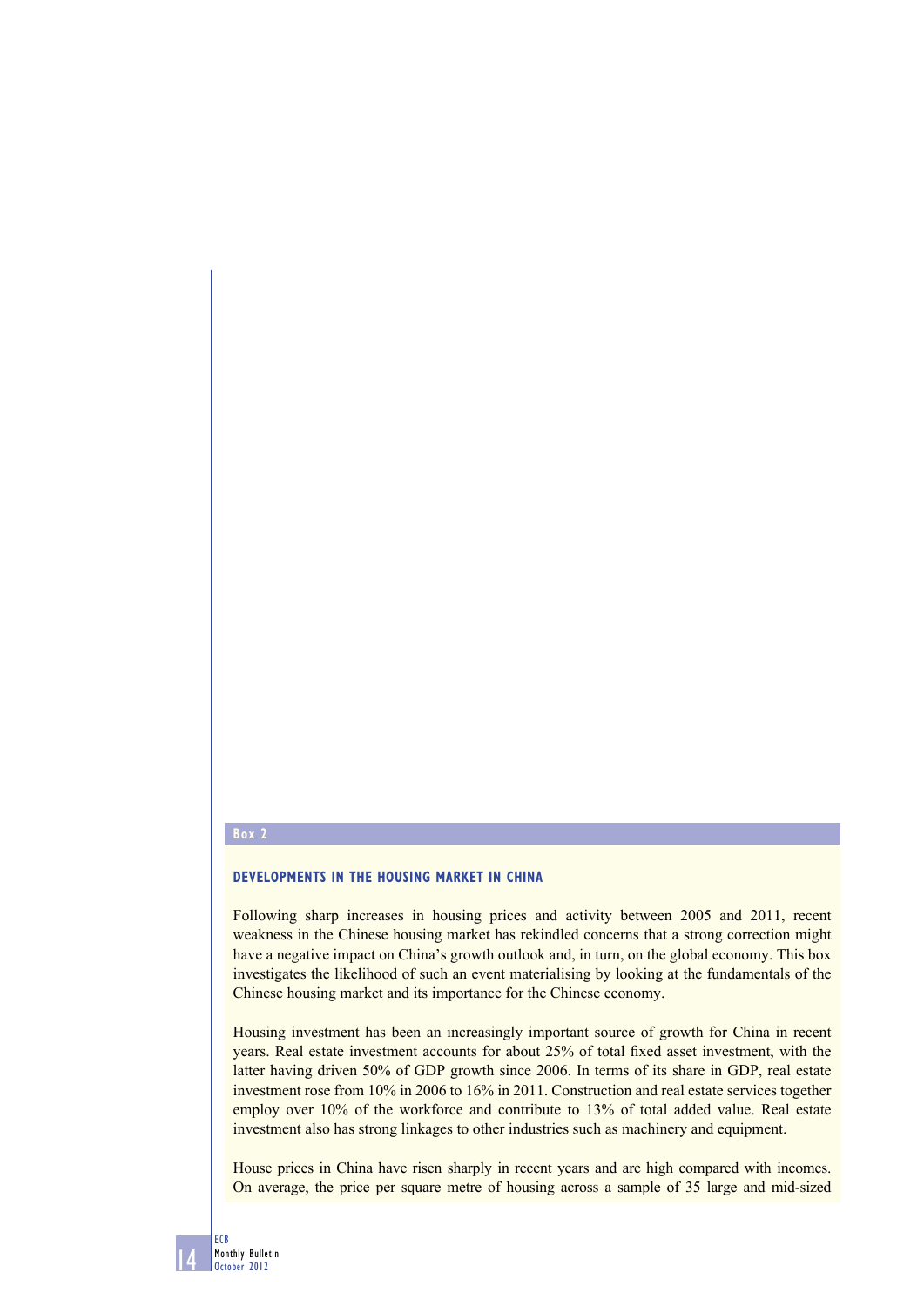**Box 2**

## DEVELOPMENTS IN THE HOUSING MARKET IN CHINA

Following sharp increases in housing prices and activity between 2005 and 2011, recent weakness in the Chinese housing market has rekindled concerns that a strong correction might have a negative impact on China's growth outlook and, in turn, on the global economy. This box investigates the likelihood of such an event materialising by looking at the fundamentals of the Chinese housing market and its importance for the Chinese economy.

Housing investment has been an increasingly important source of growth for China in recent years. Real estate investment accounts for about 25% of total fixed asset investment, with the latter having driven 50% of GDP growth since 2006. In terms of its share in GDP, real estate investment rose from 10% in 2006 to 16% in 2011. Construction and real estate services together employ over 10% of the workforce and contribute to 13% of total added value. Real estate investment also has strong linkages to other industries such as machinery and equipment.

House prices in China have risen sharply in recent years and are high compared with incomes. On average, the price per square metre of housing across a sample of 35 large and mid-sized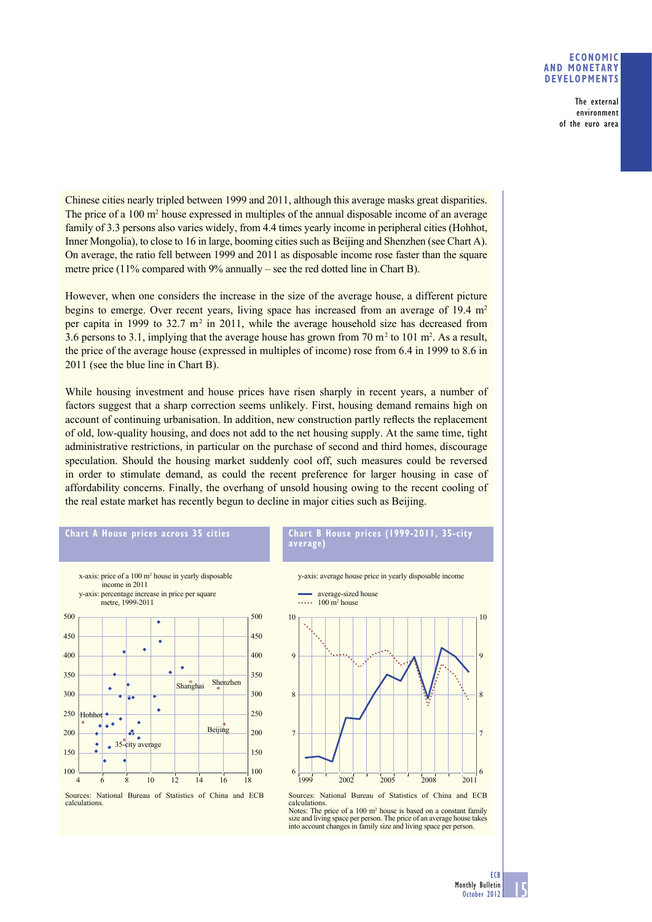Chinese cities nearly tripled between 1999 and 2011, although this average masks great disparities. The price of a 100 m[2] house expressed in multiples of the annual disposable income of an average family of 3.3 persons also varies widely, from 4.4 times yearly income in peripheral cities (Hohhot, Inner Mongolia), to close to 16 in large, booming cities such as Beijing and Shenzhen (see Chart A). On average, the ratio fell between 1999 and 2011 as disposable income rose faster than the square metre price (11% compared with 9% annually – see the red dotted line in Chart B).

However, when one considers the increase in the size of the average house, a different picture begins to emerge. Over recent years, living space has increased from an average of 19.4 m[2] per capita in 1999 to 32.7 m[2] in 2011, while the average household size has decreased from 3.6 persons to 3.1, implying that the average house has grown from 70 m[2] to 101 m[2]. As a result, the price of the average house (expressed in multiples of income) rose from 6.4 in 1999 to 8.6 in 2011 (see the blue line in Chart B).

While housing investment and house prices have risen sharply in recent years, a number of factors suggest that a sharp correction seems unlikely. First, housing demand remains high on account of continuing urbanisation. In addition, new construction partly reflects the replacement of old, low-quality housing, and does not add to the net housing supply. At the same time, tight administrative restrictions, in particular on the purchase of second and third homes, discourage speculation. Should the housing market suddenly cool off, such measures could be reversed in order to stimulate demand, as could the recent preference for larger housing in case of affordability concerns. Finally, the overhang of unsold housing owing to the recent cooling of the real estate market has recently begun to decline in major cities such as Beijing.

**Chart A House prices across 35 cities**

x-axis: price of a 100 m[2] house in yearly disposable income in 2011
y-axis: percentage increase in price per square metre, 1999-2011

Sources: National Bureau of Statistics of China and ECB calculations.

**Chart B House prices (1999-2011, 35-city average)**

y-axis: average house price in yearly disposable income

- average-sized house
- 100 m[2] house

Sources: National Bureau of Statistics of China and ECB calculations.
Notes: The price of a 100 m[2] house is based on a constant family size and living space per person. The price of an average house takes into account changes in family size and living space per person.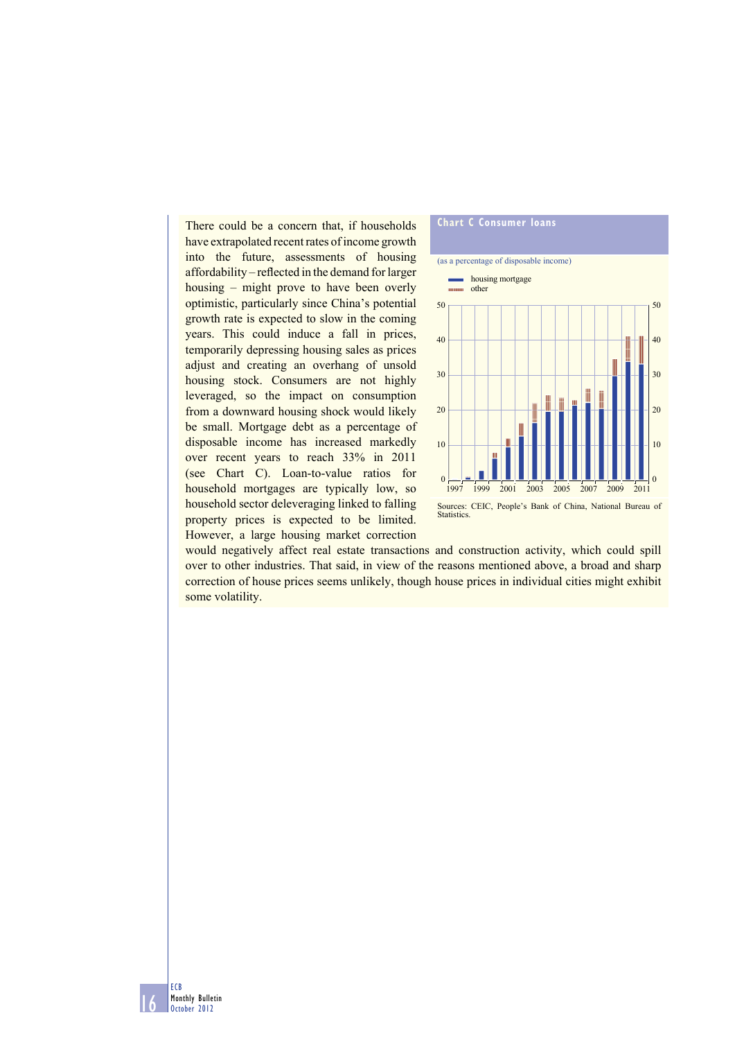There could be a concern that, if households have extrapolated recent rates of income growth into the future, assessments of housing affordability – reflected in the demand for larger housing – might prove to have been overly optimistic, particularly since China's potential growth rate is expected to slow in the coming years. This could induce a fall in prices, temporarily depressing housing sales as prices adjust and creating an overhang of unsold housing stock. Consumers are not highly leveraged, so the impact on consumption from a downward housing shock would likely be small. Mortgage debt as a percentage of disposable income has increased markedly over recent years to reach 33% in 2011 (see Chart C). Loan-to-value ratios for household mortgages are typically low, so household sector deleveraging linked to falling property prices is expected to be limited. However, a large housing market correction would negatively affect real estate transactions and construction activity, which could spill over to other industries. That said, in view of the reasons mentioned above, a broad and sharp correction of house prices seems unlikely, though house prices in individual cities might exhibit some volatility.

**Chart C Consumer loans**

(as a percentage of disposable income)

housing mortgage
other

50 40 30 20 10 0

1997 1999 2001 2003 2005 2007 2009 2011

Sources: CEIC, People's Bank of China, National Bureau of Statistics.